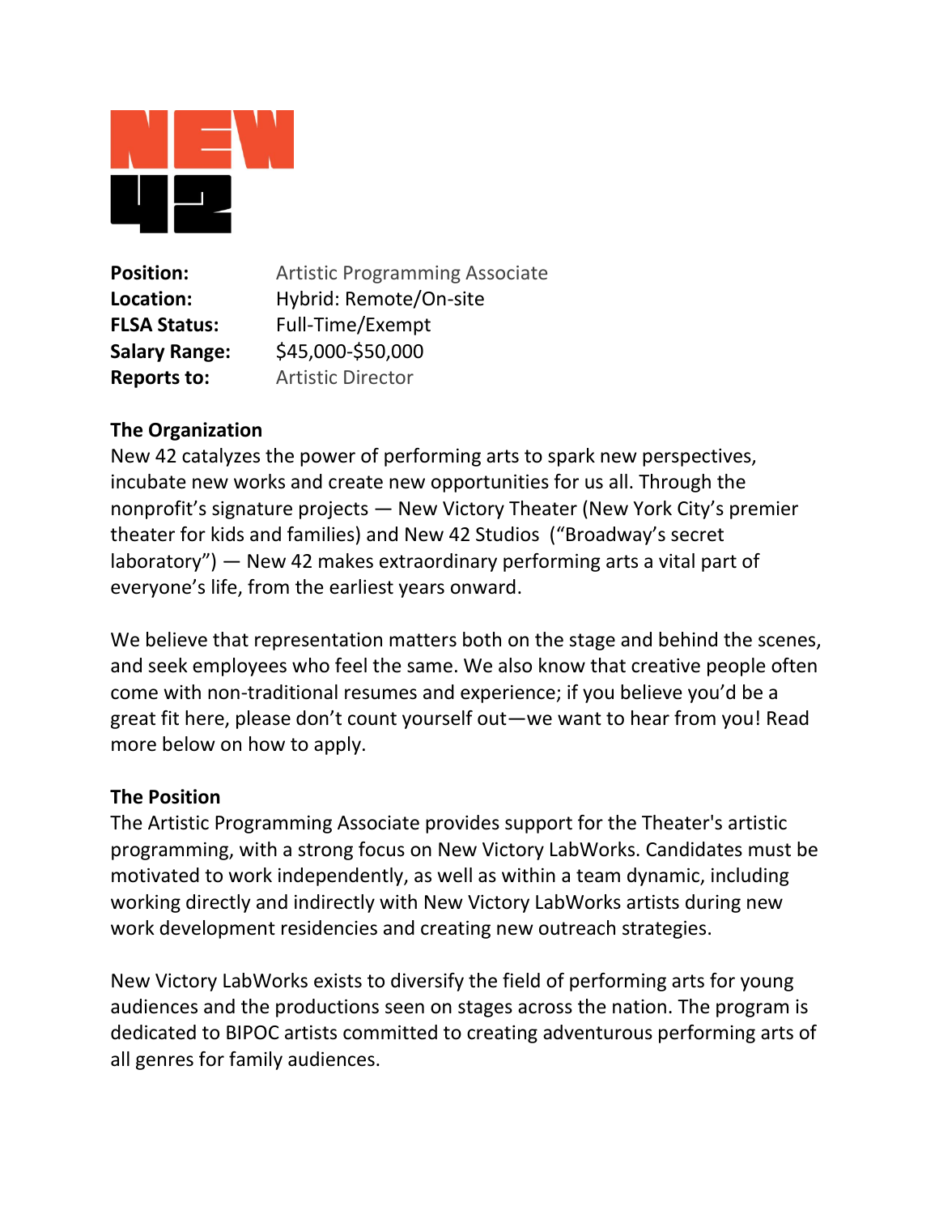| | |
|---|---|
| **Position:** | Artistic Programming Associate |
| **Location:** | Hybrid: Remote/On-site |
| **FLSA Status:** | Full-Time/Exempt |
| **Salary Range:** | $45,000-$50,000 |
| **Reports to:** | Artistic Director |

**The Organization**

New 42 catalyzes the power of performing arts to spark new perspectives, incubate new works and create new opportunities for us all. Through the nonprofit's signature projects — New Victory Theater (New York City's premier theater for kids and families) and New 42 Studios ("Broadway's secret laboratory") — New 42 makes extraordinary performing arts a vital part of everyone's life, from the earliest years onward.

We believe that representation matters both on the stage and behind the scenes, and seek employees who feel the same. We also know that creative people often come with non-traditional resumes and experience; if you believe you'd be a great fit here, please don't count yourself out—we want to hear from you! Read more below on how to apply.

**The Position**

The Artistic Programming Associate provides support for the Theater's artistic programming, with a strong focus on New Victory LabWorks. Candidates must be motivated to work independently, as well as within a team dynamic, including working directly and indirectly with New Victory LabWorks artists during new work development residencies and creating new outreach strategies.

New Victory LabWorks exists to diversify the field of performing arts for young audiences and the productions seen on stages across the nation. The program is dedicated to BIPOC artists committed to creating adventurous performing arts of all genres for family audiences.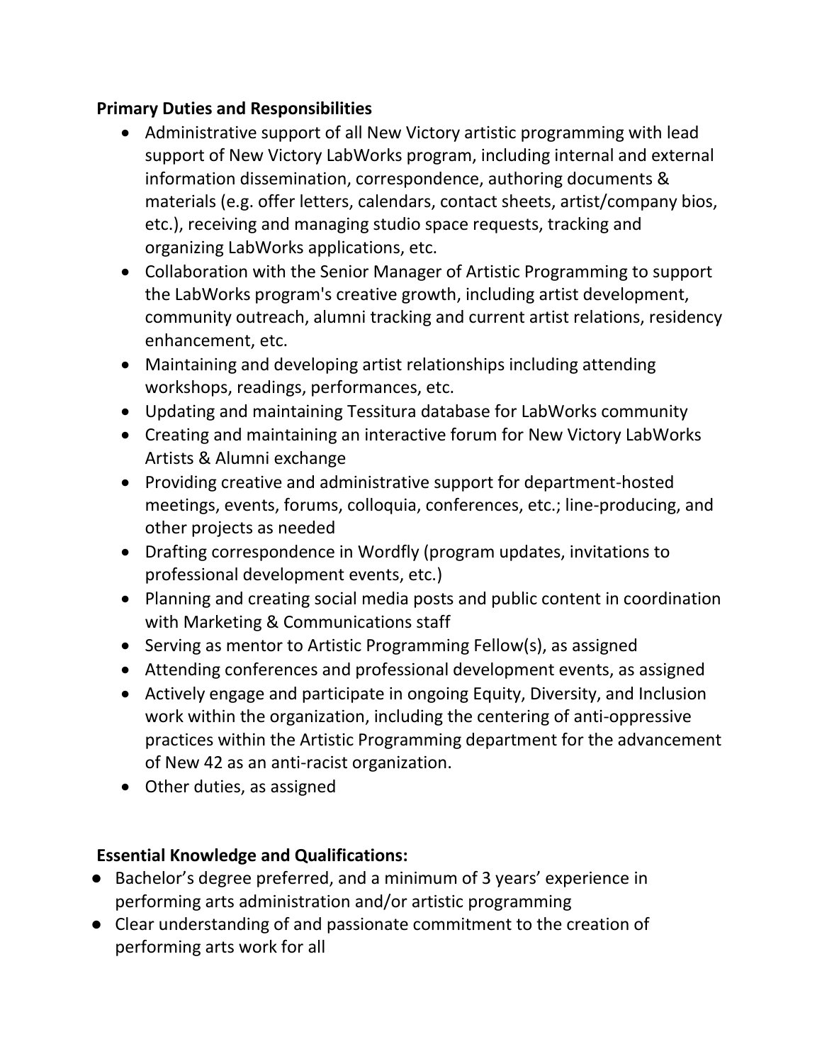**Primary Duties and Responsibilities**

- Administrative support of all New Victory artistic programming with lead support of New Victory LabWorks program, including internal and external information dissemination, correspondence, authoring documents & materials (e.g. offer letters, calendars, contact sheets, artist/company bios, etc.), receiving and managing studio space requests, tracking and organizing LabWorks applications, etc.
- Collaboration with the Senior Manager of Artistic Programming to support the LabWorks program's creative growth, including artist development, community outreach, alumni tracking and current artist relations, residency enhancement, etc.
- Maintaining and developing artist relationships including attending workshops, readings, performances, etc.
- Updating and maintaining Tessitura database for LabWorks community
- Creating and maintaining an interactive forum for New Victory LabWorks Artists & Alumni exchange
- Providing creative and administrative support for department-hosted meetings, events, forums, colloquia, conferences, etc.; line-producing, and other projects as needed
- Drafting correspondence in Wordfly (program updates, invitations to professional development events, etc.)
- Planning and creating social media posts and public content in coordination with Marketing & Communications staff
- Serving as mentor to Artistic Programming Fellow(s), as assigned
- Attending conferences and professional development events, as assigned
- Actively engage and participate in ongoing Equity, Diversity, and Inclusion work within the organization, including the centering of anti-oppressive practices within the Artistic Programming department for the advancement of New 42 as an anti-racist organization.
- Other duties, as assigned

**Essential Knowledge and Qualifications:**

- Bachelor's degree preferred, and a minimum of 3 years' experience in performing arts administration and/or artistic programming
- Clear understanding of and passionate commitment to the creation of performing arts work for all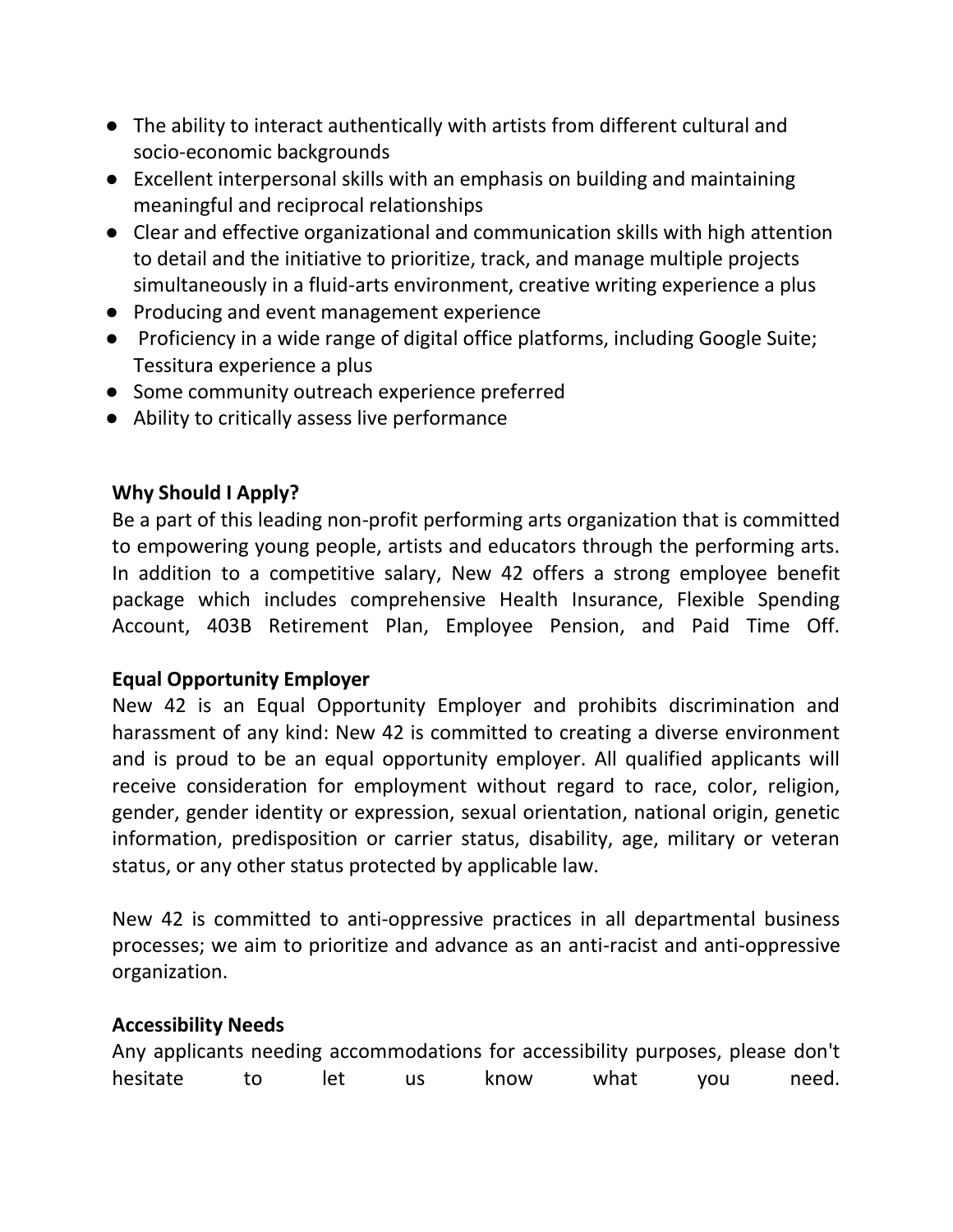- The ability to interact authentically with artists from different cultural and socio-economic backgrounds
- Excellent interpersonal skills with an emphasis on building and maintaining meaningful and reciprocal relationships
- Clear and effective organizational and communication skills with high attention to detail and the initiative to prioritize, track, and manage multiple projects simultaneously in a fluid-arts environment, creative writing experience a plus
- Producing and event management experience
- Proficiency in a wide range of digital office platforms, including Google Suite; Tessitura experience a plus
- Some community outreach experience preferred
- Ability to critically assess live performance

**Why Should I Apply?**

Be a part of this leading non-profit performing arts organization that is committed to empowering young people, artists and educators through the performing arts. In addition to a competitive salary, New 42 offers a strong employee benefit package which includes comprehensive Health Insurance, Flexible Spending Account, 403B Retirement Plan, Employee Pension, and Paid Time Off.

**Equal Opportunity Employer**

New 42 is an Equal Opportunity Employer and prohibits discrimination and harassment of any kind: New 42 is committed to creating a diverse environment and is proud to be an equal opportunity employer. All qualified applicants will receive consideration for employment without regard to race, color, religion, gender, gender identity or expression, sexual orientation, national origin, genetic information, predisposition or carrier status, disability, age, military or veteran status, or any other status protected by applicable law.

New 42 is committed to anti-oppressive practices in all departmental business processes; we aim to prioritize and advance as an anti-racist and anti-oppressive organization.

**Accessibility Needs**

Any applicants needing accommodations for accessibility purposes, please don't hesitate to let us know what you need.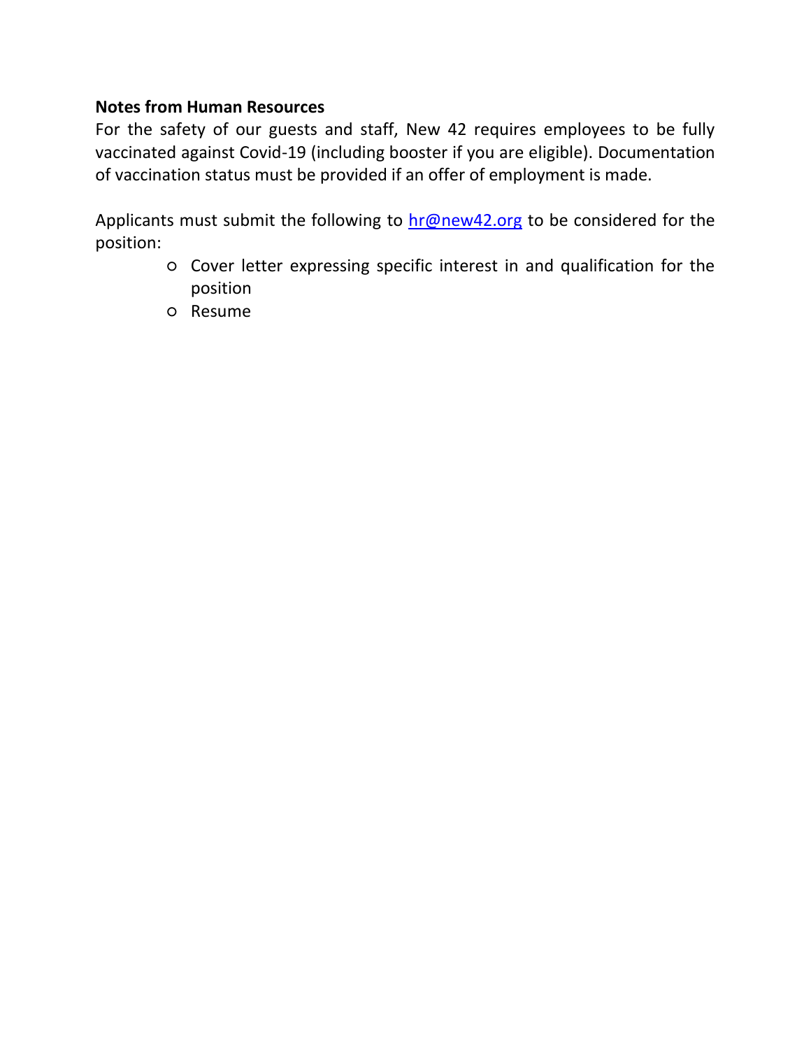**Notes from Human Resources**

For the safety of our guests and staff, New 42 requires employees to be fully vaccinated against Covid-19 (including booster if you are eligible). Documentation of vaccination status must be provided if an offer of employment is made.

Applicants must submit the following to hr@new42.org to be considered for the position:

- Cover letter expressing specific interest in and qualification for the position
- Resume